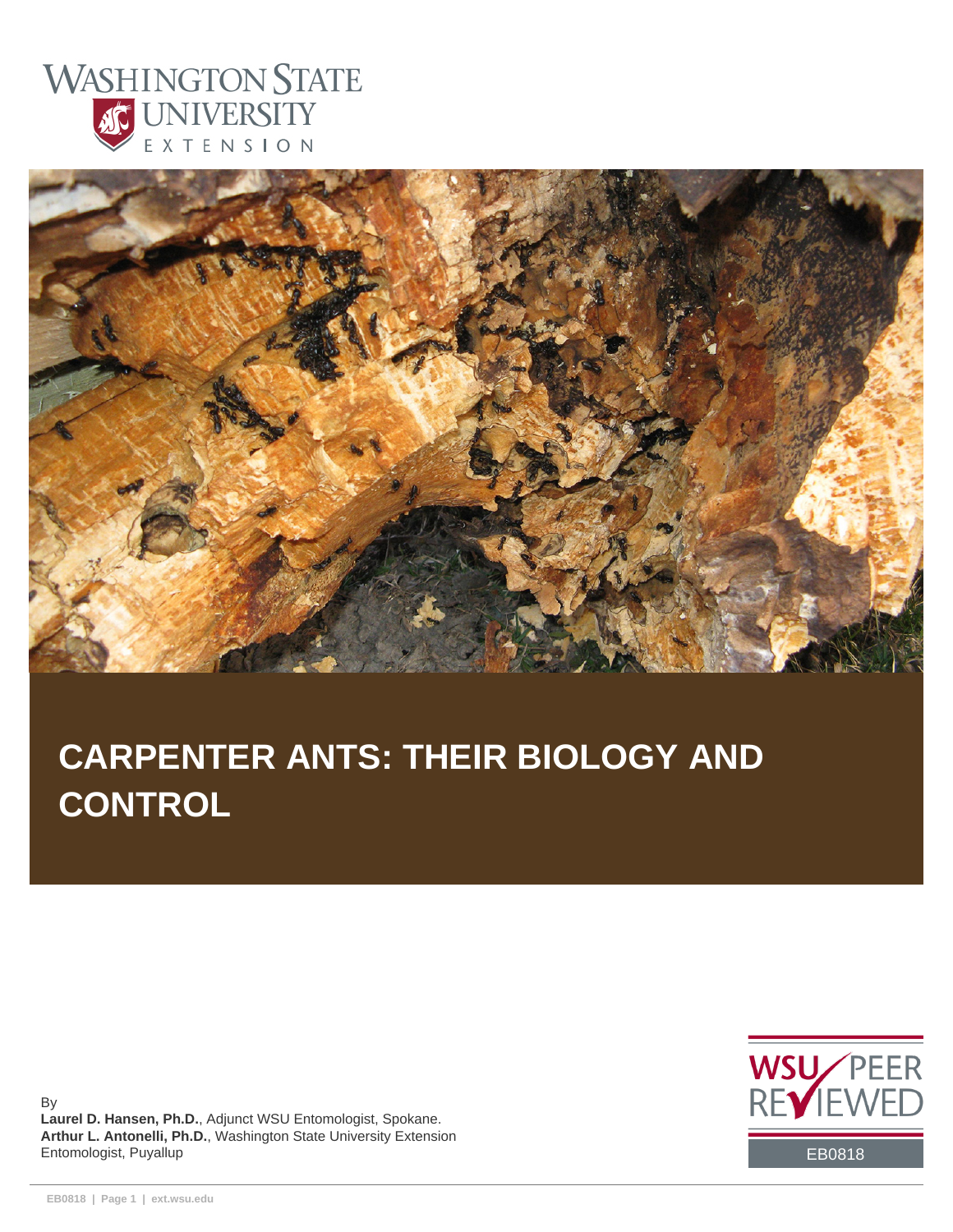WASHINGTON STATE UNIVERSITY EXTENSION

# CARPENTER ANTS: THEIR BIOLOGY AND CONTROL

By

**Laurel D. Hansen, Ph.D.**, Adjunct WSU Entomologist, Spokane.
**Arthur L. Antonelli, Ph.D.**, Washington State University Extension Entomologist, Puyallup

WSU PEER REVIEWED

EB0818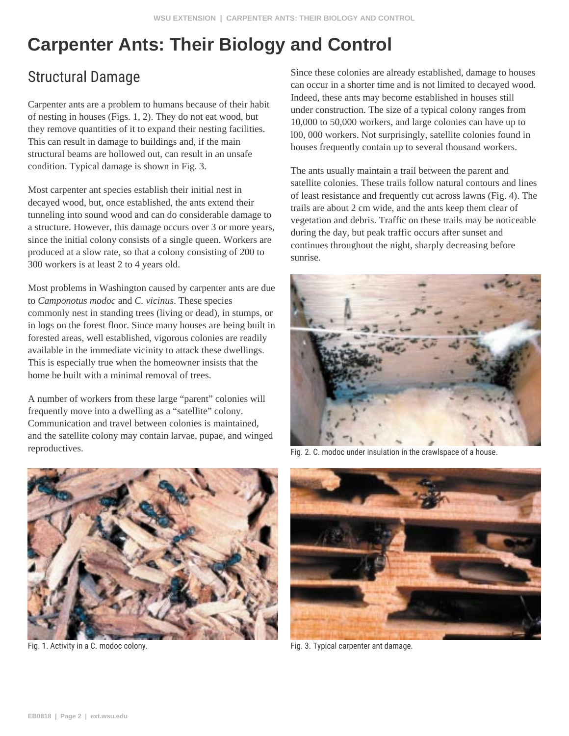# Carpenter Ants: Their Biology and Control

## Structural Damage

Carpenter ants are a problem to humans because of their habit of nesting in houses (Figs. 1, 2). They do not eat wood, but they remove quantities of it to expand their nesting facilities. This can result in damage to buildings and, if the main structural beams are hollowed out, can result in an unsafe condition. Typical damage is shown in Fig. 3.

Most carpenter ant species establish their initial nest in decayed wood, but, once established, the ants extend their tunneling into sound wood and can do considerable damage to a structure. However, this damage occurs over 3 or more years, since the initial colony consists of a single queen. Workers are produced at a slow rate, so that a colony consisting of 200 to 300 workers is at least 2 to 4 years old.

Most problems in Washington caused by carpenter ants are due to *Camponotus modoc* and *C. vicinus*. These species commonly nest in standing trees (living or dead), in stumps, or in logs on the forest floor. Since many houses are being built in forested areas, well established, vigorous colonies are readily available in the immediate vicinity to attack these dwellings. This is especially true when the homeowner insists that the home be built with a minimal removal of trees.

A number of workers from these large "parent" colonies will frequently move into a dwelling as a "satellite" colony. Communication and travel between colonies is maintained, and the satellite colony may contain larvae, pupae, and winged reproductives.

Since these colonies are already established, damage to houses can occur in a shorter time and is not limited to decayed wood. Indeed, these ants may become established in houses still under construction. The size of a typical colony ranges from 10,000 to 50,000 workers, and large colonies can have up to l00, 000 workers. Not surprisingly, satellite colonies found in houses frequently contain up to several thousand workers.

The ants usually maintain a trail between the parent and satellite colonies. These trails follow natural contours and lines of least resistance and frequently cut across lawns (Fig. 4). The trails are about 2 cm wide, and the ants keep them clear of vegetation and debris. Traffic on these trails may be noticeable during the day, but peak traffic occurs after sunset and continues throughout the night, sharply decreasing before sunrise.

Fig. 2. C. modoc under insulation in the crawlspace of a house.

Fig. 1. Activity in a C. modoc colony.

Fig. 3. Typical carpenter ant damage.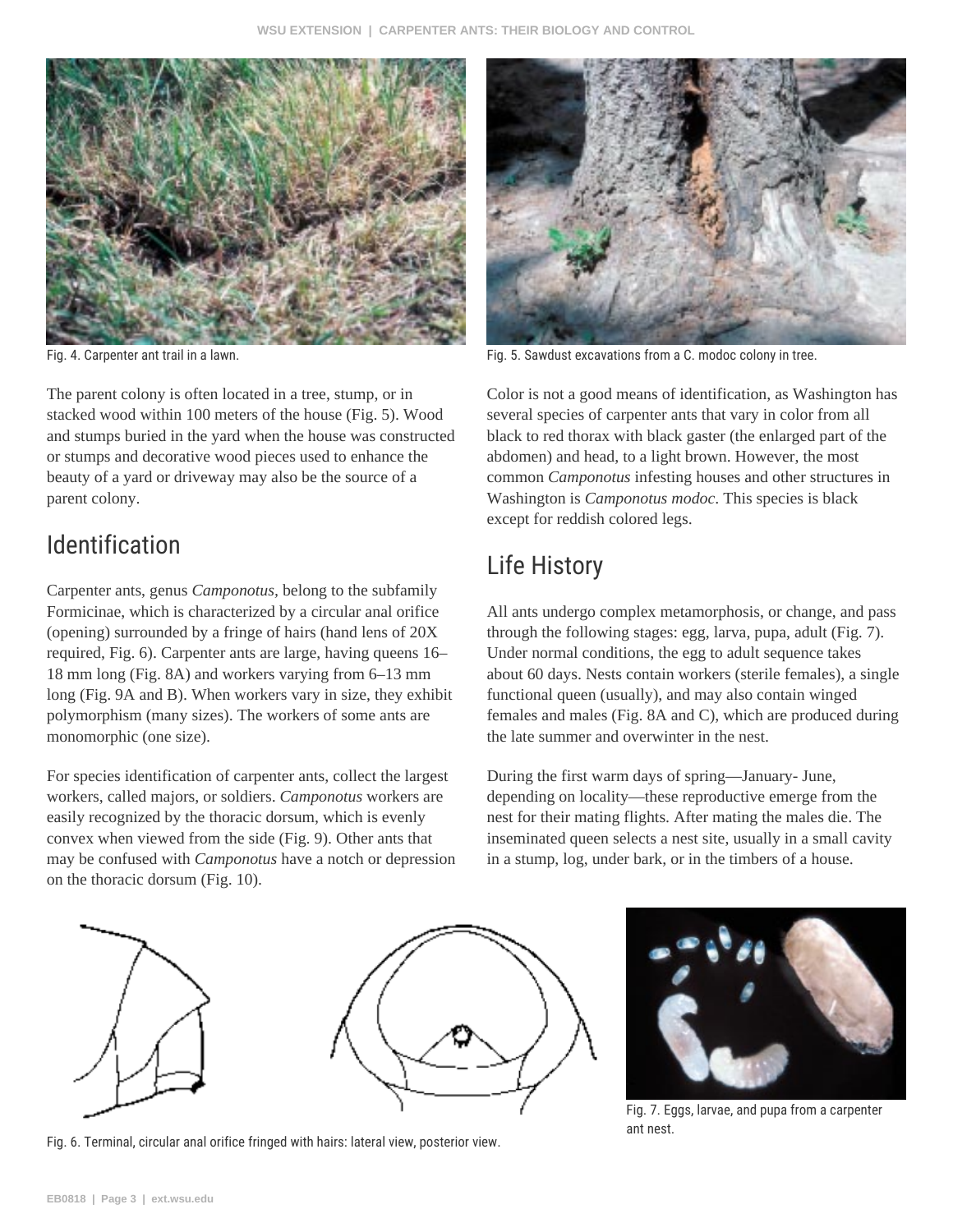Fig. 4. Carpenter ant trail in a lawn.

Fig. 5. Sawdust excavations from a C. modoc colony in tree.

The parent colony is often located in a tree, stump, or in stacked wood within 100 meters of the house (Fig. 5). Wood and stumps buried in the yard when the house was constructed or stumps and decorative wood pieces used to enhance the beauty of a yard or driveway may also be the source of a parent colony.

## Identification

Carpenter ants, genus *Camponotus*, belong to the subfamily Formicinae, which is characterized by a circular anal orifice (opening) surrounded by a fringe of hairs (hand lens of 20X required, Fig. 6). Carpenter ants are large, having queens 16–18 mm long (Fig. 8A) and workers varying from 6–13 mm long (Fig. 9A and B). When workers vary in size, they exhibit polymorphism (many sizes). The workers of some ants are monomorphic (one size).

For species identification of carpenter ants, collect the largest workers, called majors, or soldiers. *Camponotus* workers are easily recognized by the thoracic dorsum, which is evenly convex when viewed from the side (Fig. 9). Other ants that may be confused with *Camponotus* have a notch or depression on the thoracic dorsum (Fig. 10).

Color is not a good means of identification, as Washington has several species of carpenter ants that vary in color from all black to red thorax with black gaster (the enlarged part of the abdomen) and head, to a light brown. However, the most common *Camponotus* infesting houses and other structures in Washington is *Camponotus modoc*. This species is black except for reddish colored legs.

## Life History

All ants undergo complex metamorphosis, or change, and pass through the following stages: egg, larva, pupa, adult (Fig. 7). Under normal conditions, the egg to adult sequence takes about 60 days. Nests contain workers (sterile females), a single functional queen (usually), and may also contain winged females and males (Fig. 8A and C), which are produced during the late summer and overwinter in the nest.

During the first warm days of spring—January- June, depending on locality—these reproductive emerge from the nest for their mating flights. After mating the males die. The inseminated queen selects a nest site, usually in a small cavity in a stump, log, under bark, or in the timbers of a house.

Fig. 6. Terminal, circular anal orifice fringed with hairs: lateral view, posterior view.

Fig. 7. Eggs, larvae, and pupa from a carpenter ant nest.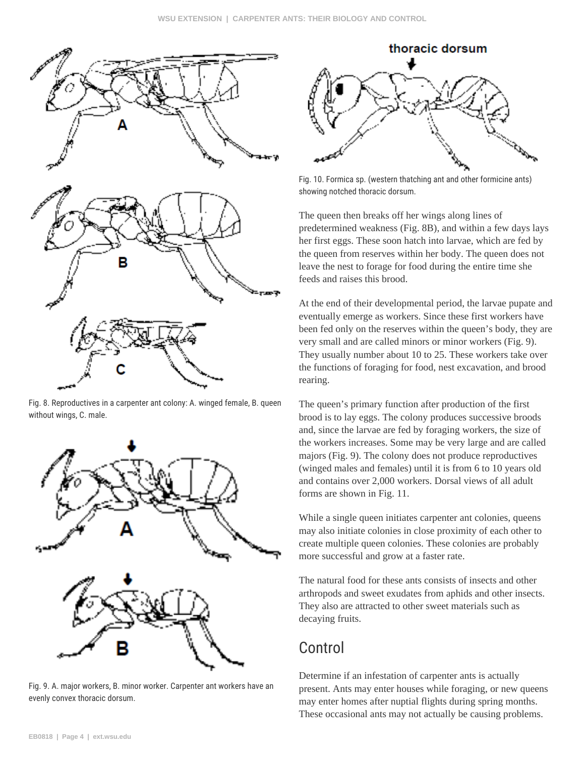Fig. 8. Reproductives in a carpenter ant colony: A. winged female, B. queen without wings, C. male.

Fig. 9. A. major workers, B. minor worker. Carpenter ant workers have an evenly convex thoracic dorsum.

Fig. 10. Formica sp. (western thatching ant and other formicine ants) showing notched thoracic dorsum.

The queen then breaks off her wings along lines of predetermined weakness (Fig. 8B), and within a few days lays her first eggs. These soon hatch into larvae, which are fed by the queen from reserves within her body. The queen does not leave the nest to forage for food during the entire time she feeds and raises this brood.

At the end of their developmental period, the larvae pupate and eventually emerge as workers. Since these first workers have been fed only on the reserves within the queen's body, they are very small and are called minors or minor workers (Fig. 9). They usually number about 10 to 25. These workers take over the functions of foraging for food, nest excavation, and brood rearing.

The queen's primary function after production of the first brood is to lay eggs. The colony produces successive broods and, since the larvae are fed by foraging workers, the size of the workers increases. Some may be very large and are called majors (Fig. 9). The colony does not produce reproductives (winged males and females) until it is from 6 to 10 years old and contains over 2,000 workers. Dorsal views of all adult forms are shown in Fig. 11.

While a single queen initiates carpenter ant colonies, queens may also initiate colonies in close proximity of each other to create multiple queen colonies. These colonies are probably more successful and grow at a faster rate.

The natural food for these ants consists of insects and other arthropods and sweet exudates from aphids and other insects. They also are attracted to other sweet materials such as decaying fruits.

## Control

Determine if an infestation of carpenter ants is actually present. Ants may enter houses while foraging, or new queens may enter homes after nuptial flights during spring months. These occasional ants may not actually be causing problems.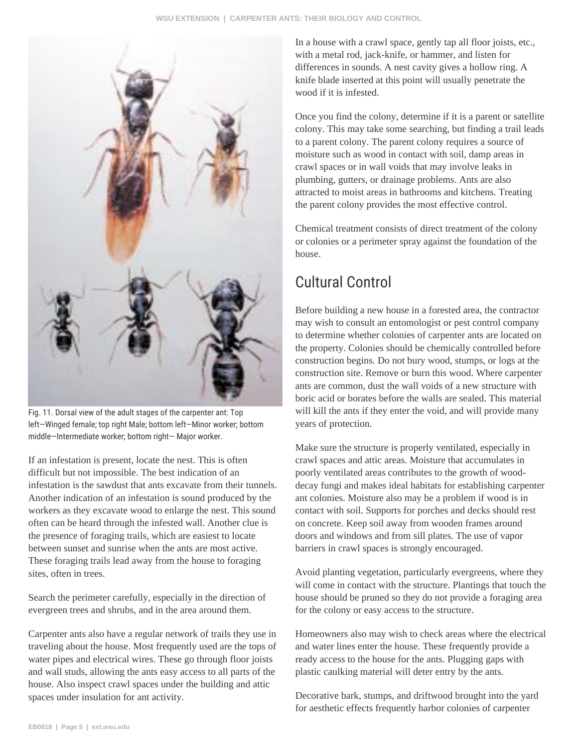Fig. 11. Dorsal view of the adult stages of the carpenter ant: Top left—Winged female; top right Male; bottom left—Minor worker; bottom middle—Intermediate worker; bottom right— Major worker.

If an infestation is present, locate the nest. This is often difficult but not impossible. The best indication of an infestation is the sawdust that ants excavate from their tunnels. Another indication of an infestation is sound produced by the workers as they excavate wood to enlarge the nest. This sound often can be heard through the infested wall. Another clue is the presence of foraging trails, which are easiest to locate between sunset and sunrise when the ants are most active. These foraging trails lead away from the house to foraging sites, often in trees.

Search the perimeter carefully, especially in the direction of evergreen trees and shrubs, and in the area around them.

Carpenter ants also have a regular network of trails they use in traveling about the house. Most frequently used are the tops of water pipes and electrical wires. These go through floor joists and wall studs, allowing the ants easy access to all parts of the house. Also inspect crawl spaces under the building and attic spaces under insulation for ant activity.

In a house with a crawl space, gently tap all floor joists, etc., with a metal rod, jack-knife, or hammer, and listen for differences in sounds. A nest cavity gives a hollow ring. A knife blade inserted at this point will usually penetrate the wood if it is infested.

Once you find the colony, determine if it is a parent or satellite colony. This may take some searching, but finding a trail leads to a parent colony. The parent colony requires a source of moisture such as wood in contact with soil, damp areas in crawl spaces or in wall voids that may involve leaks in plumbing, gutters, or drainage problems. Ants are also attracted to moist areas in bathrooms and kitchens. Treating the parent colony provides the most effective control.

Chemical treatment consists of direct treatment of the colony or colonies or a perimeter spray against the foundation of the house.

## Cultural Control

Before building a new house in a forested area, the contractor may wish to consult an entomologist or pest control company to determine whether colonies of carpenter ants are located on the property. Colonies should be chemically controlled before construction begins. Do not bury wood, stumps, or logs at the construction site. Remove or burn this wood. Where carpenter ants are common, dust the wall voids of a new structure with boric acid or borates before the walls are sealed. This material will kill the ants if they enter the void, and will provide many years of protection.

Make sure the structure is properly ventilated, especially in crawl spaces and attic areas. Moisture that accumulates in poorly ventilated areas contributes to the growth of wood-decay fungi and makes ideal habitats for establishing carpenter ant colonies. Moisture also may be a problem if wood is in contact with soil. Supports for porches and decks should rest on concrete. Keep soil away from wooden frames around doors and windows and from sill plates. The use of vapor barriers in crawl spaces is strongly encouraged.

Avoid planting vegetation, particularly evergreens, where they will come in contact with the structure. Plantings that touch the house should be pruned so they do not provide a foraging area for the colony or easy access to the structure.

Homeowners also may wish to check areas where the electrical and water lines enter the house. These frequently provide a ready access to the house for the ants. Plugging gaps with plastic caulking material will deter entry by the ants.

Decorative bark, stumps, and driftwood brought into the yard for aesthetic effects frequently harbor colonies of carpenter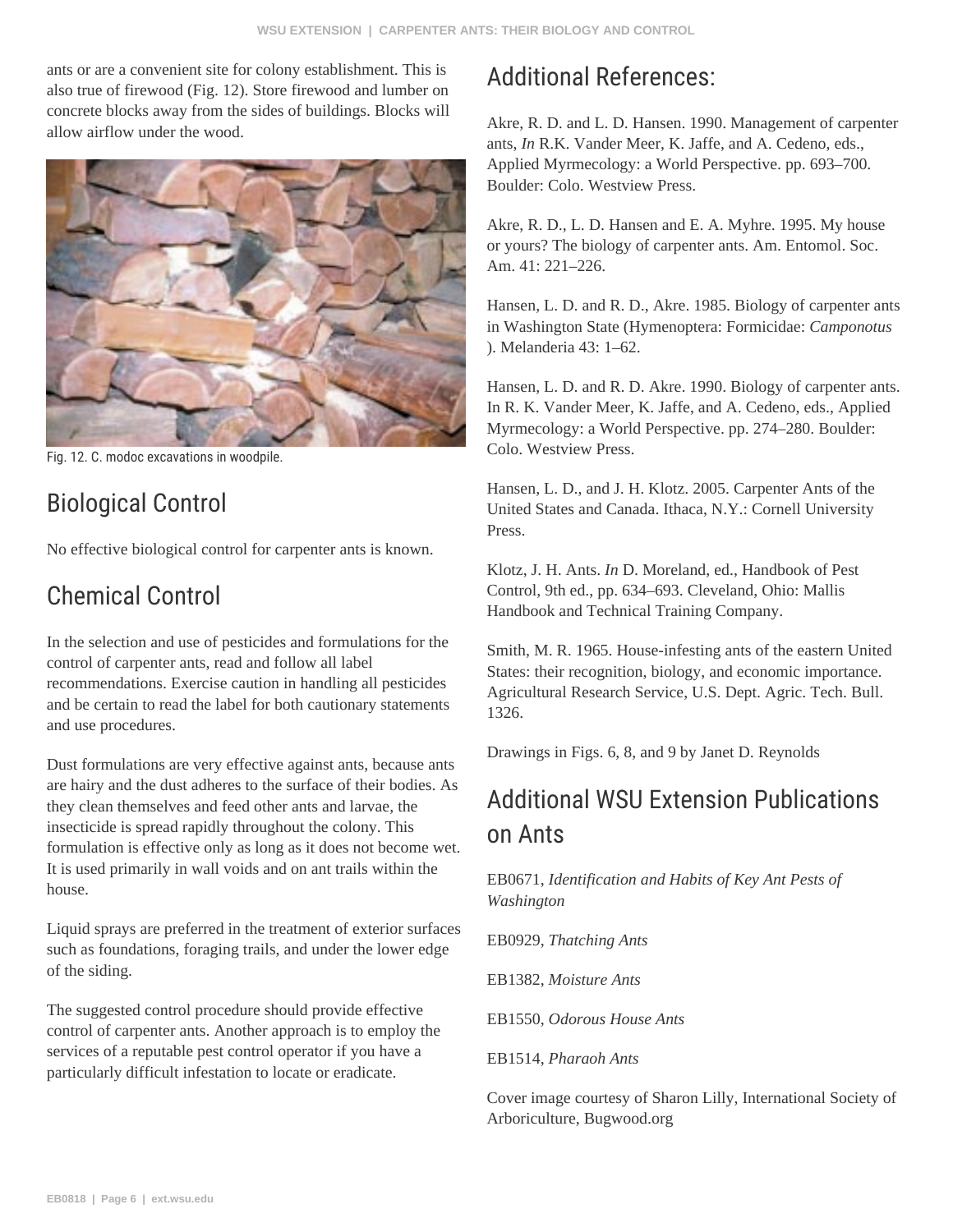ants or are a convenient site for colony establishment. This is also true of firewood (Fig. 12). Store firewood and lumber on concrete blocks away from the sides of buildings. Blocks will allow airflow under the wood.

Fig. 12. C. modoc excavations in woodpile.

## Biological Control

No effective biological control for carpenter ants is known.

## Chemical Control

In the selection and use of pesticides and formulations for the control of carpenter ants, read and follow all label recommendations. Exercise caution in handling all pesticides and be certain to read the label for both cautionary statements and use procedures.

Dust formulations are very effective against ants, because ants are hairy and the dust adheres to the surface of their bodies. As they clean themselves and feed other ants and larvae, the insecticide is spread rapidly throughout the colony. This formulation is effective only as long as it does not become wet. It is used primarily in wall voids and on ant trails within the house.

Liquid sprays are preferred in the treatment of exterior surfaces such as foundations, foraging trails, and under the lower edge of the siding.

The suggested control procedure should provide effective control of carpenter ants. Another approach is to employ the services of a reputable pest control operator if you have a particularly difficult infestation to locate or eradicate.

## Additional References:

Akre, R. D. and L. D. Hansen. 1990. Management of carpenter ants, *In* R.K. Vander Meer, K. Jaffe, and A. Cedeno, eds., Applied Myrmecology: a World Perspective. pp. 693–700. Boulder: Colo. Westview Press.

Akre, R. D., L. D. Hansen and E. A. Myhre. 1995. My house or yours? The biology of carpenter ants. Am. Entomol. Soc. Am. 41: 221–226.

Hansen, L. D. and R. D., Akre. 1985. Biology of carpenter ants in Washington State (Hymenoptera: Formicidae: *Camponotus* ). Melanderia 43: 1–62.

Hansen, L. D. and R. D. Akre. 1990. Biology of carpenter ants. In R. K. Vander Meer, K. Jaffe, and A. Cedeno, eds., Applied Myrmecology: a World Perspective. pp. 274–280. Boulder: Colo. Westview Press.

Hansen, L. D., and J. H. Klotz. 2005. Carpenter Ants of the United States and Canada. Ithaca, N.Y.: Cornell University Press.

Klotz, J. H. Ants. *In* D. Moreland, ed., Handbook of Pest Control, 9th ed., pp. 634–693. Cleveland, Ohio: Mallis Handbook and Technical Training Company.

Smith, M. R. 1965. House-infesting ants of the eastern United States: their recognition, biology, and economic importance. Agricultural Research Service, U.S. Dept. Agric. Tech. Bull. 1326.

Drawings in Figs. 6, 8, and 9 by Janet D. Reynolds

## Additional WSU Extension Publications on Ants

EB0671, *Identification and Habits of Key Ant Pests of Washington*

EB0929, *Thatching Ants*

EB1382, *Moisture Ants*

EB1550, *Odorous House Ants*

EB1514, *Pharaoh Ants*

Cover image courtesy of Sharon Lilly, International Society of Arboriculture, Bugwood.org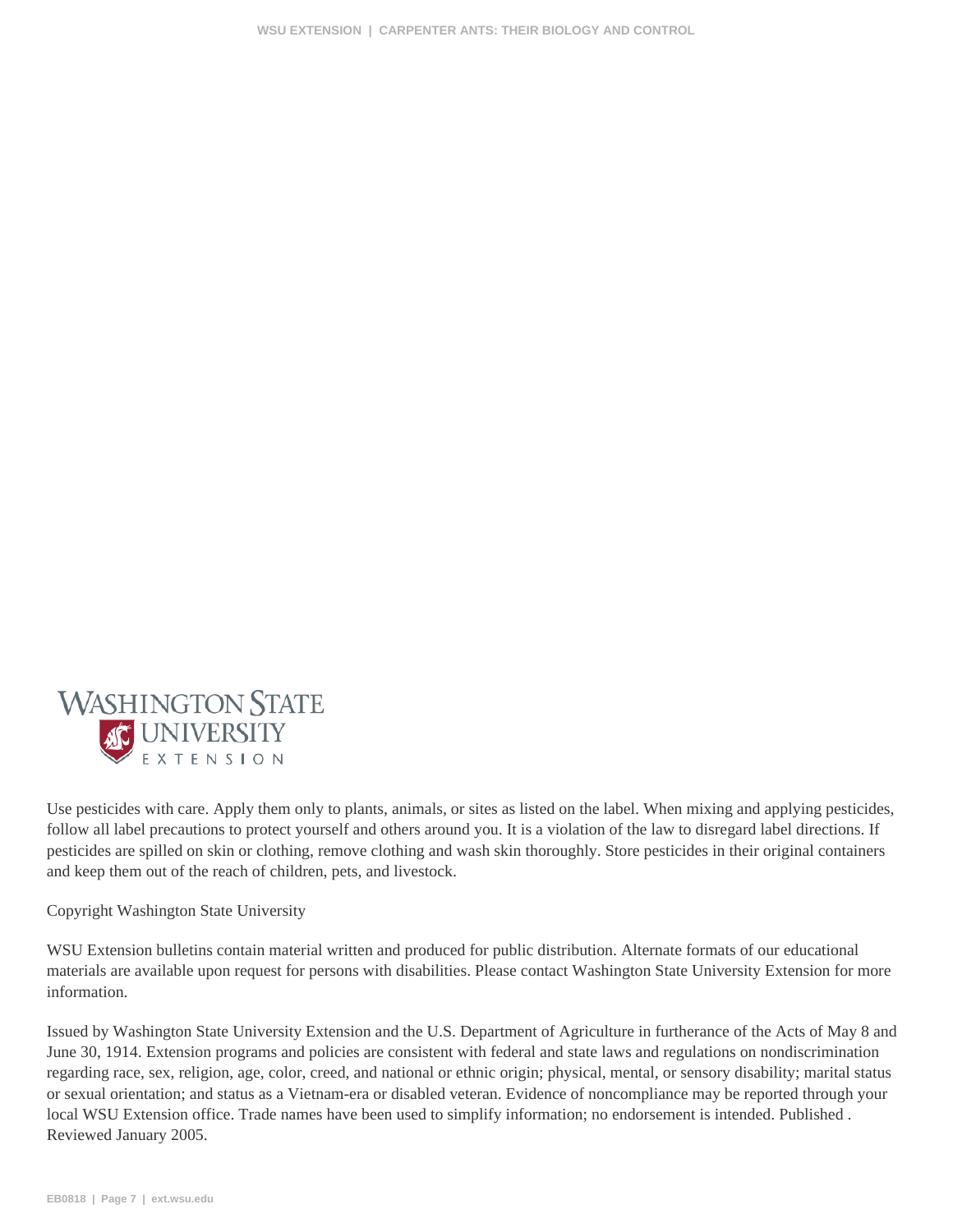WASHINGTON STATE UNIVERSITY EXTENSION

Use pesticides with care. Apply them only to plants, animals, or sites as listed on the label. When mixing and applying pesticides, follow all label precautions to protect yourself and others around you. It is a violation of the law to disregard label directions. If pesticides are spilled on skin or clothing, remove clothing and wash skin thoroughly. Store pesticides in their original containers and keep them out of the reach of children, pets, and livestock.

Copyright Washington State University

WSU Extension bulletins contain material written and produced for public distribution. Alternate formats of our educational materials are available upon request for persons with disabilities. Please contact Washington State University Extension for more information.

Issued by Washington State University Extension and the U.S. Department of Agriculture in furtherance of the Acts of May 8 and June 30, 1914. Extension programs and policies are consistent with federal and state laws and regulations on nondiscrimination regarding race, sex, religion, age, color, creed, and national or ethnic origin; physical, mental, or sensory disability; marital status or sexual orientation; and status as a Vietnam-era or disabled veteran. Evidence of noncompliance may be reported through your local WSU Extension office. Trade names have been used to simplify information; no endorsement is intended. Published . Reviewed January 2005.